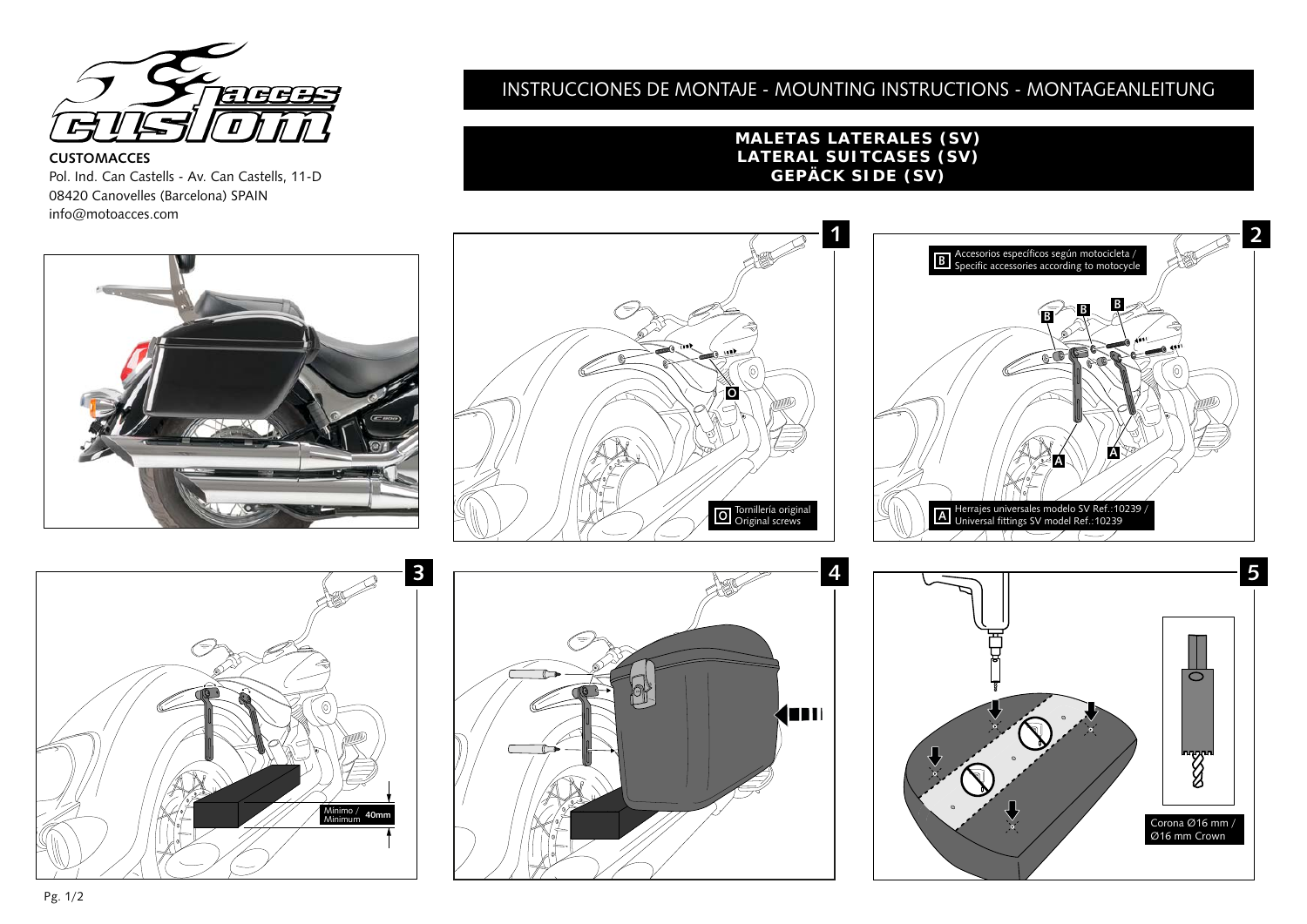**CUSTOMACCES**
Pol. Ind. Can Castells - Av. Can Castells, 11-D
08420 Canovelles (Barcelona) SPAIN
info@motoacces.com

# INSTRUCCIONES DE MONTAJE - MOUNTING INSTRUCTIONS - MONTAGEANLEITUNG

## MALETAS LATERALES (SV)
## LATERAL SUITCASES (SV)
## GEPÄCK SIDE (SV)

**1**

O

**O** Tornillería original / Original screws

**2**

**B** Accesorios específicos según motocicleta / Specific accessories according to motocycle

B B B

A A

**A** Herrajes universales modelo SV Ref.:10239 / Universal fittings SV model Ref.:10239

**3**

Mínimo / Minimum 40mm

**4**

**5**

Corona Ø16 mm / Ø16 mm Crown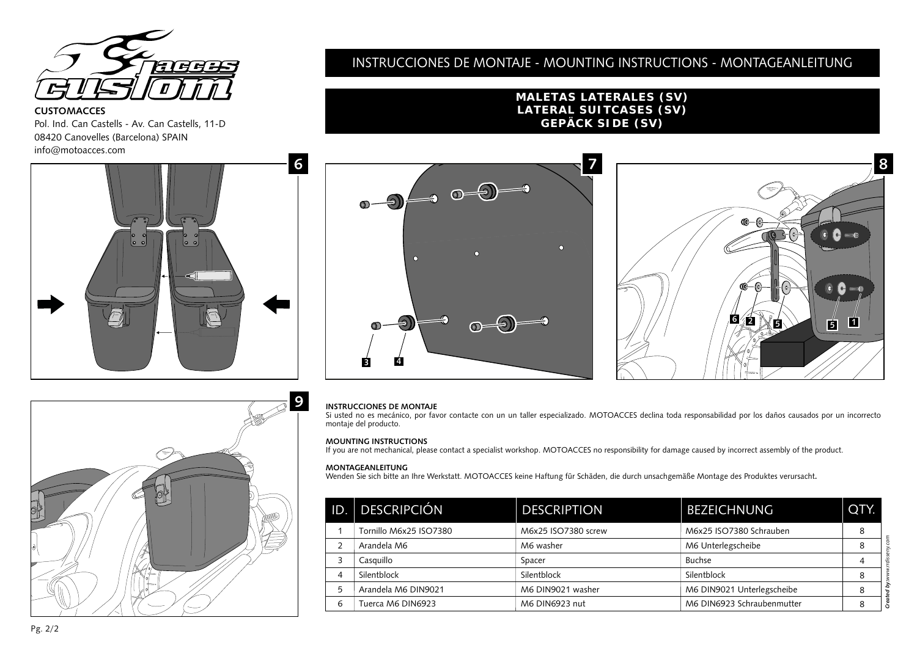**CUSTOMACCES**
Pol. Ind. Can Castells - Av. Can Castells, 11-D
08420 Canovelles (Barcelona) SPAIN
info@motoacces.com

# INSTRUCCIONES DE MONTAJE - MOUNTING INSTRUCTIONS - MONTAGEANLEITUNG

## MALETAS LATERALES (SV)
## LATERAL SUITCASES (SV)
## GEPÄCK SIDE (SV)

6

7

3 4

8

6 2 5 5 1

9

**INSTRUCCIONES DE MONTAJE**
Si usted no es mecánico, por favor contacte con un un taller especializado. MOTOACCES declina toda responsabilidad por los daños causados por un incorrecto montaje del producto.

**MOUNTING INSTRUCTIONS**
If you are not mechanical, please contact a specialist workshop. MOTOACCES no responsibility for damage caused by incorrect assembly of the product.

**MONTAGEANLEITUNG**
Wenden Sie sich bitte an Ihre Werkstatt. MOTOACCES keine Haftung für Schäden, die durch unsachgemäße Montage des Produktes verursacht.

| ID. | DESCRIPCIÓN | DESCRIPTION | BEZEICHNUNG | QTY. |
|---|---|---|---|---|
| 1 | Tornillo M6x25 ISO7380 | M6x25 ISO7380 screw | M6x25 ISO7380 Schrauben | 8 |
| 2 | Arandela M6 | M6 washer | M6 Unterlegscheibe | 8 |
| 3 | Casquillo | Spacer | Buchse | 4 |
| 4 | Silentblock | Silentblock | Silentblock | 8 |
| 5 | Arandela M6 DIN9021 | M6 DIN9021 washer | M6 DIN9021 Unterlegscheibe | 8 |
| 6 | Tuerca M6 DIN6923 | M6 DIN6923 nut | M6 DIN6923 Schraubenmutter | 8 |

*Created by: www.rdisseny.com*